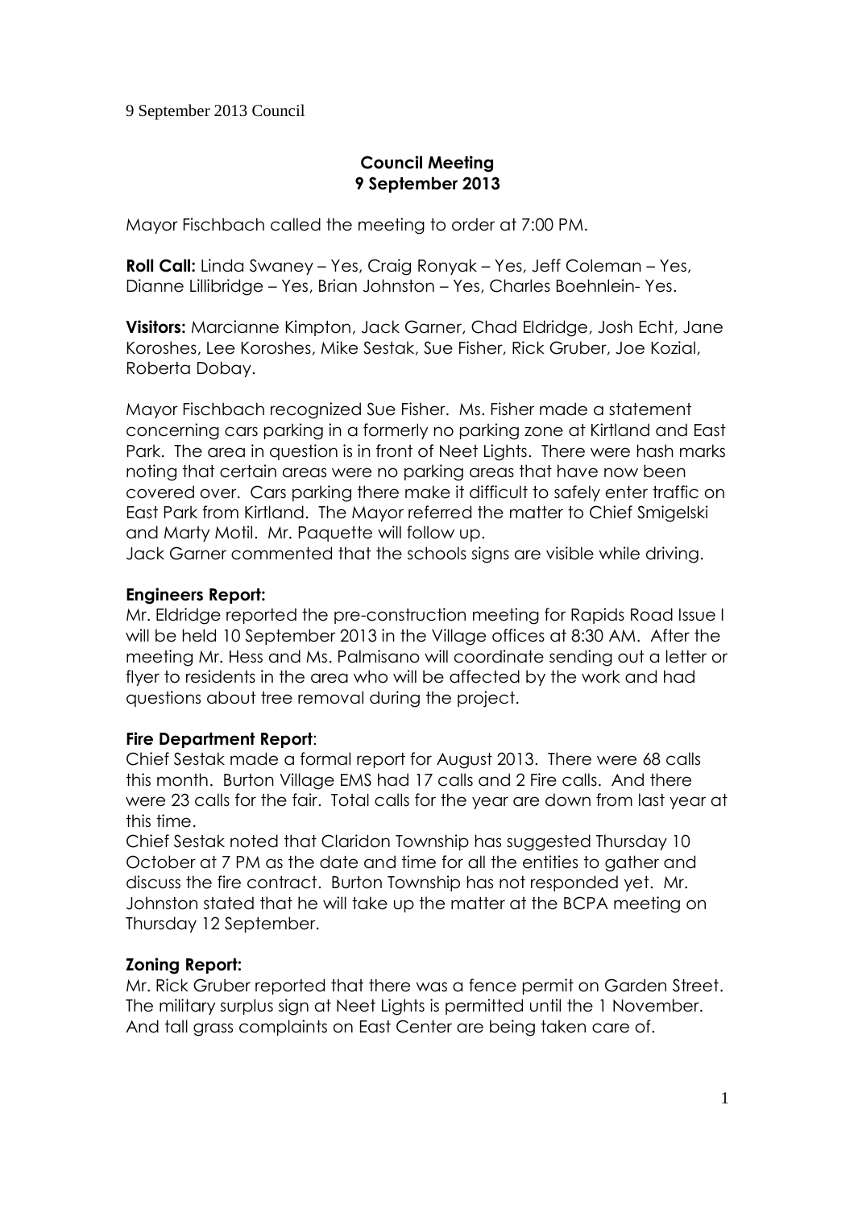# Council Meeting
## 9 September 2013

Mayor Fischbach called the meeting to order at 7:00 PM.

**Roll Call:** Linda Swaney – Yes, Craig Ronyak – Yes, Jeff Coleman – Yes, Dianne Lillibridge – Yes, Brian Johnston – Yes, Charles Boehnlein- Yes.

**Visitors:** Marcianne Kimpton, Jack Garner, Chad Eldridge, Josh Echt, Jane Koroshes, Lee Koroshes, Mike Sestak, Sue Fisher, Rick Gruber, Joe Kozial, Roberta Dobay.

Mayor Fischbach recognized Sue Fisher. Ms. Fisher made a statement concerning cars parking in a formerly no parking zone at Kirtland and East Park. The area in question is in front of Neet Lights. There were hash marks noting that certain areas were no parking areas that have now been covered over. Cars parking there make it difficult to safely enter traffic on East Park from Kirtland. The Mayor referred the matter to Chief Smigelski and Marty Motil. Mr. Paquette will follow up.

Jack Garner commented that the schools signs are visible while driving.

**Engineers Report:**

Mr. Eldridge reported the pre-construction meeting for Rapids Road Issue I will be held 10 September 2013 in the Village offices at 8:30 AM. After the meeting Mr. Hess and Ms. Palmisano will coordinate sending out a letter or flyer to residents in the area who will be affected by the work and had questions about tree removal during the project.

**Fire Department Report**:

Chief Sestak made a formal report for August 2013. There were 68 calls this month. Burton Village EMS had 17 calls and 2 Fire calls. And there were 23 calls for the fair. Total calls for the year are down from last year at this time.

Chief Sestak noted that Claridon Township has suggested Thursday 10 October at 7 PM as the date and time for all the entities to gather and discuss the fire contract. Burton Township has not responded yet. Mr. Johnston stated that he will take up the matter at the BCPA meeting on Thursday 12 September.

**Zoning Report:**

Mr. Rick Gruber reported that there was a fence permit on Garden Street. The military surplus sign at Neet Lights is permitted until the 1 November. And tall grass complaints on East Center are being taken care of.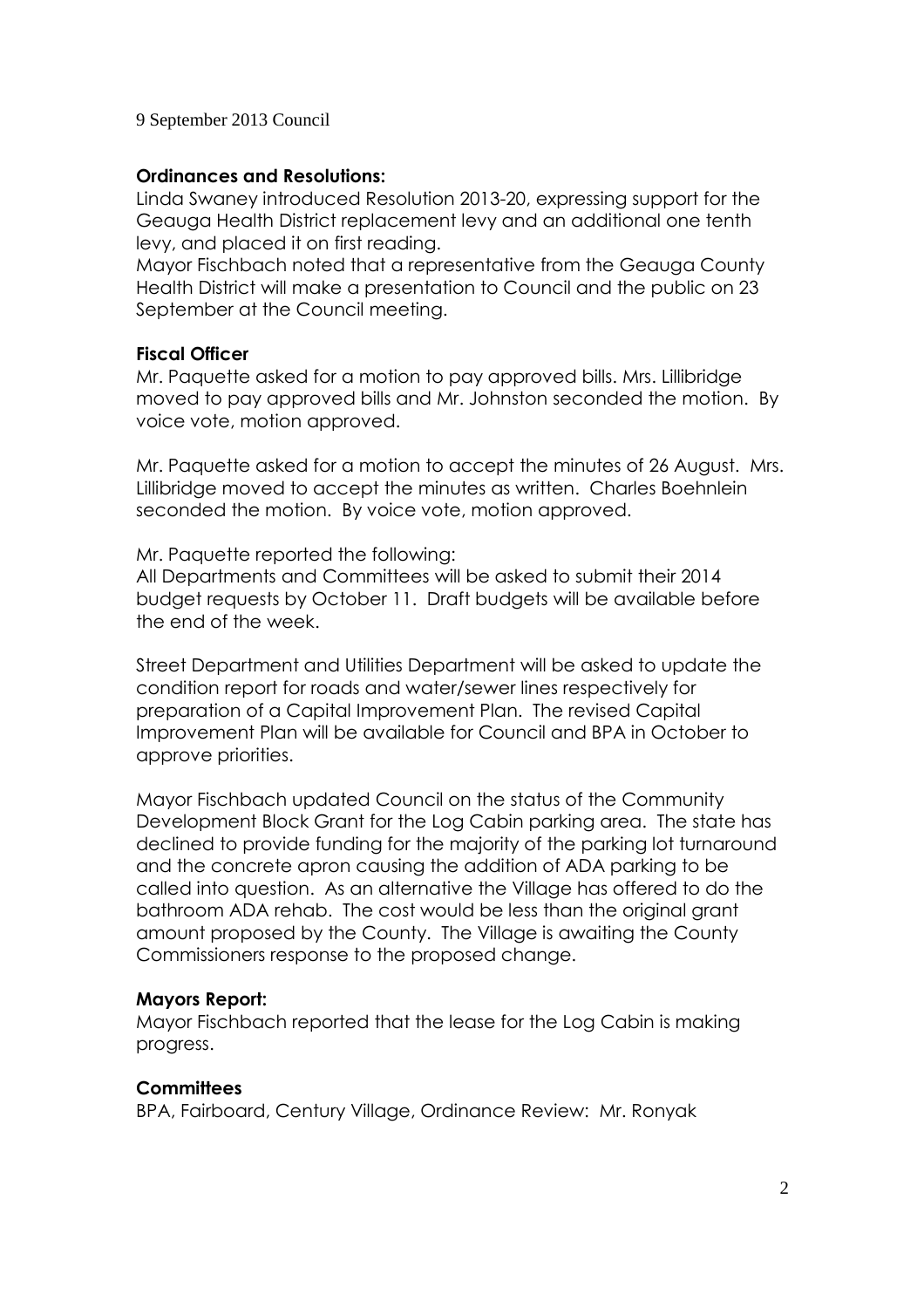9 September 2013 Council

**Ordinances and Resolutions:**

Linda Swaney introduced Resolution 2013-20, expressing support for the Geauga Health District replacement levy and an additional one tenth levy, and placed it on first reading.

Mayor Fischbach noted that a representative from the Geauga County Health District will make a presentation to Council and the public on 23 September at the Council meeting.

**Fiscal Officer**

Mr. Paquette asked for a motion to pay approved bills. Mrs. Lillibridge moved to pay approved bills and Mr. Johnston seconded the motion. By voice vote, motion approved.

Mr. Paquette asked for a motion to accept the minutes of 26 August. Mrs. Lillibridge moved to accept the minutes as written. Charles Boehnlein seconded the motion. By voice vote, motion approved.

Mr. Paquette reported the following:

All Departments and Committees will be asked to submit their 2014 budget requests by October 11. Draft budgets will be available before the end of the week.

Street Department and Utilities Department will be asked to update the condition report for roads and water/sewer lines respectively for preparation of a Capital Improvement Plan. The revised Capital Improvement Plan will be available for Council and BPA in October to approve priorities.

Mayor Fischbach updated Council on the status of the Community Development Block Grant for the Log Cabin parking area. The state has declined to provide funding for the majority of the parking lot turnaround and the concrete apron causing the addition of ADA parking to be called into question. As an alternative the Village has offered to do the bathroom ADA rehab. The cost would be less than the original grant amount proposed by the County. The Village is awaiting the County Commissioners response to the proposed change.

**Mayors Report:**

Mayor Fischbach reported that the lease for the Log Cabin is making progress.

**Committees**

BPA, Fairboard, Century Village, Ordinance Review: Mr. Ronyak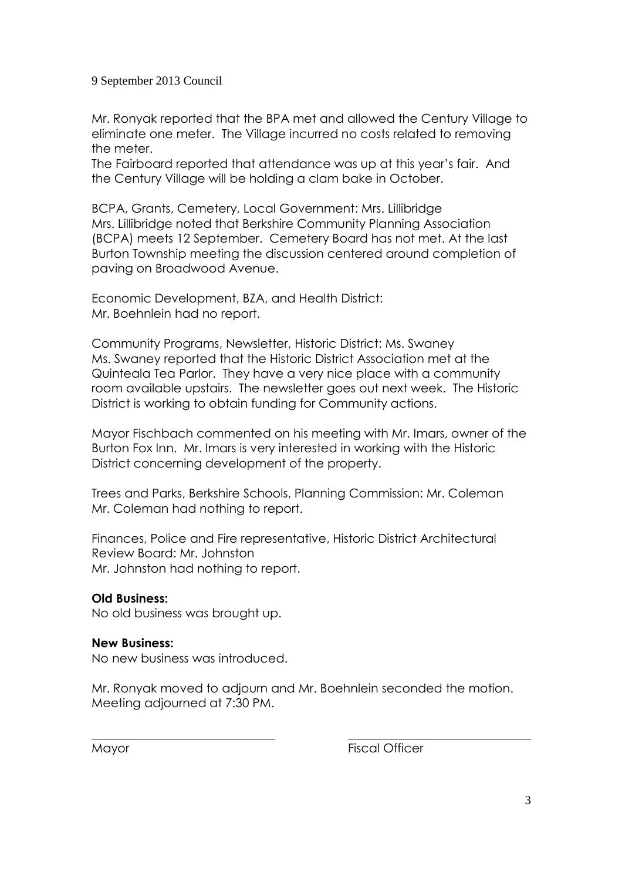9 September 2013 Council

Mr. Ronyak reported that the BPA met and allowed the Century Village to eliminate one meter. The Village incurred no costs related to removing the meter.
The Fairboard reported that attendance was up at this year's fair. And the Century Village will be holding a clam bake in October.

BCPA, Grants, Cemetery, Local Government: Mrs. Lillibridge
Mrs. Lillibridge noted that Berkshire Community Planning Association (BCPA) meets 12 September. Cemetery Board has not met. At the last Burton Township meeting the discussion centered around completion of paving on Broadwood Avenue.

Economic Development, BZA, and Health District:
Mr. Boehnlein had no report.

Community Programs, Newsletter, Historic District: Ms. Swaney
Ms. Swaney reported that the Historic District Association met at the Quinteala Tea Parlor. They have a very nice place with a community room available upstairs. The newsletter goes out next week. The Historic District is working to obtain funding for Community actions.

Mayor Fischbach commented on his meeting with Mr. Imars, owner of the Burton Fox Inn. Mr. Imars is very interested in working with the Historic District concerning development of the property.

Trees and Parks, Berkshire Schools, Planning Commission: Mr. Coleman
Mr. Coleman had nothing to report.

Finances, Police and Fire representative, Historic District Architectural Review Board: Mr. Johnston
Mr. Johnston had nothing to report.

**Old Business:**
No old business was brought up.

**New Business:**
No new business was introduced.

Mr. Ronyak moved to adjourn and Mr. Boehnlein seconded the motion. Meeting adjourned at 7:30 PM.

Mayor

Fiscal Officer